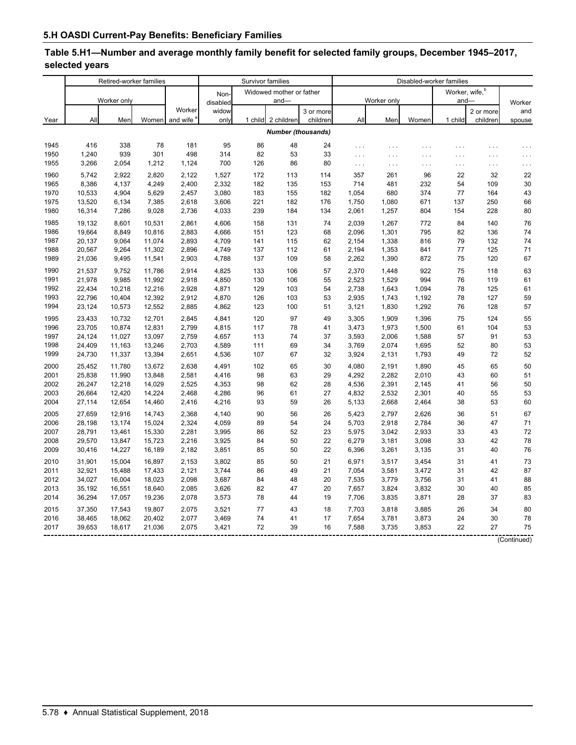## 5.H OASDI Current-Pay Benefits: Beneficiary Families

### Table 5.H1—Number and average monthly family benefit for selected family groups, December 1945–2017, selected years

| Year | Retired-worker families | | | | Survivor families | | | | Disabled-worker families | | | | | |
|---|---|---|---|---|---|---|---|---|---|---|---|---|---|---|
| | Worker only | | | Worker and wife [a] | Non-disabled widow only | Widowed mother or father and— | | | Worker only | | | Worker, wife,[b] and— | | Worker and spouse |
| | All | Men | Women | | | 1 child | 2 children | 3 or more children | All | Men | Women | 1 child | 2 or more children | |
| | *Number (thousands)* | | | | | | | | | | | | | |
| 1945 | 416 | 338 | 78 | 181 | 95 | 86 | 48 | 24 | . . . | . . . | . . . | . . . | . . . | . . . |
| 1950 | 1,240 | 939 | 301 | 498 | 314 | 82 | 53 | 33 | . . . | . . . | . . . | . . . | . . . | . . . |
| 1955 | 3,266 | 2,054 | 1,212 | 1,124 | 700 | 126 | 86 | 80 | . . . | . . . | . . . | . . . | . . . | . . . |
| 1960 | 5,742 | 2,922 | 2,820 | 2,122 | 1,527 | 172 | 113 | 114 | 357 | 261 | 96 | 22 | 32 | 22 |
| 1965 | 8,386 | 4,137 | 4,249 | 2,400 | 2,332 | 182 | 135 | 153 | 714 | 481 | 232 | 54 | 109 | 30 |
| 1970 | 10,533 | 4,904 | 5,629 | 2,457 | 3,080 | 183 | 155 | 182 | 1,054 | 680 | 374 | 77 | 164 | 43 |
| 1975 | 13,520 | 6,134 | 7,385 | 2,618 | 3,606 | 221 | 182 | 176 | 1,750 | 1,080 | 671 | 137 | 250 | 66 |
| 1980 | 16,314 | 7,286 | 9,028 | 2,736 | 4,033 | 239 | 184 | 134 | 2,061 | 1,257 | 804 | 154 | 228 | 80 |
| 1985 | 19,132 | 8,601 | 10,531 | 2,861 | 4,606 | 158 | 131 | 74 | 2,039 | 1,267 | 772 | 84 | 140 | 76 |
| 1986 | 19,664 | 8,849 | 10,816 | 2,883 | 4,666 | 151 | 123 | 68 | 2,096 | 1,301 | 795 | 82 | 136 | 74 |
| 1987 | 20,137 | 9,064 | 11,074 | 2,893 | 4,709 | 141 | 115 | 62 | 2,154 | 1,338 | 816 | 79 | 132 | 74 |
| 1988 | 20,567 | 9,264 | 11,302 | 2,896 | 4,749 | 137 | 112 | 61 | 2,194 | 1,353 | 841 | 77 | 125 | 71 |
| 1989 | 21,036 | 9,495 | 11,541 | 2,903 | 4,788 | 137 | 109 | 58 | 2,262 | 1,390 | 872 | 75 | 120 | 67 |
| 1990 | 21,537 | 9,752 | 11,786 | 2,914 | 4,825 | 133 | 106 | 57 | 2,370 | 1,448 | 922 | 75 | 118 | 63 |
| 1991 | 21,978 | 9,985 | 11,992 | 2,918 | 4,850 | 130 | 106 | 55 | 2,523 | 1,529 | 994 | 76 | 119 | 61 |
| 1992 | 22,434 | 10,218 | 12,216 | 2,928 | 4,871 | 129 | 103 | 54 | 2,738 | 1,643 | 1,094 | 78 | 125 | 61 |
| 1993 | 22,796 | 10,404 | 12,392 | 2,912 | 4,870 | 126 | 103 | 53 | 2,935 | 1,743 | 1,192 | 78 | 127 | 59 |
| 1994 | 23,124 | 10,573 | 12,552 | 2,885 | 4,862 | 123 | 100 | 51 | 3,121 | 1,830 | 1,292 | 76 | 128 | 57 |
| 1995 | 23,433 | 10,732 | 12,701 | 2,845 | 4,841 | 120 | 97 | 49 | 3,305 | 1,909 | 1,396 | 75 | 124 | 55 |
| 1996 | 23,705 | 10,874 | 12,831 | 2,799 | 4,815 | 117 | 78 | 41 | 3,473 | 1,973 | 1,500 | 61 | 104 | 53 |
| 1997 | 24,124 | 11,027 | 13,097 | 2,759 | 4,657 | 113 | 74 | 37 | 3,593 | 2,006 | 1,588 | 57 | 91 | 53 |
| 1998 | 24,409 | 11,163 | 13,246 | 2,703 | 4,589 | 111 | 69 | 34 | 3,769 | 2,074 | 1,695 | 52 | 80 | 53 |
| 1999 | 24,730 | 11,337 | 13,394 | 2,651 | 4,536 | 107 | 67 | 32 | 3,924 | 2,131 | 1,793 | 49 | 72 | 52 |
| 2000 | 25,452 | 11,780 | 13,672 | 2,638 | 4,491 | 102 | 65 | 30 | 4,080 | 2,191 | 1,890 | 45 | 65 | 50 |
| 2001 | 25,838 | 11,990 | 13,848 | 2,581 | 4,416 | 98 | 63 | 29 | 4,292 | 2,282 | 2,010 | 43 | 60 | 51 |
| 2002 | 26,247 | 12,218 | 14,029 | 2,525 | 4,353 | 98 | 62 | 28 | 4,536 | 2,391 | 2,145 | 41 | 56 | 50 |
| 2003 | 26,664 | 12,420 | 14,224 | 2,468 | 4,286 | 96 | 61 | 27 | 4,832 | 2,532 | 2,301 | 40 | 55 | 53 |
| 2004 | 27,114 | 12,654 | 14,460 | 2,416 | 4,216 | 93 | 59 | 26 | 5,133 | 2,668 | 2,464 | 38 | 53 | 60 |
| 2005 | 27,659 | 12,916 | 14,743 | 2,368 | 4,140 | 90 | 56 | 26 | 5,423 | 2,797 | 2,626 | 36 | 51 | 67 |
| 2006 | 28,198 | 13,174 | 15,024 | 2,324 | 4,059 | 89 | 54 | 24 | 5,703 | 2,918 | 2,784 | 36 | 47 | 71 |
| 2007 | 28,791 | 13,461 | 15,330 | 2,281 | 3,995 | 86 | 52 | 23 | 5,975 | 3,042 | 2,933 | 33 | 43 | 72 |
| 2008 | 29,570 | 13,847 | 15,723 | 2,216 | 3,925 | 84 | 50 | 22 | 6,279 | 3,181 | 3,098 | 33 | 42 | 78 |
| 2009 | 30,416 | 14,227 | 16,189 | 2,182 | 3,851 | 85 | 50 | 22 | 6,396 | 3,261 | 3,135 | 31 | 40 | 76 |
| 2010 | 31,901 | 15,004 | 16,897 | 2,153 | 3,802 | 85 | 50 | 21 | 6,971 | 3,517 | 3,454 | 31 | 41 | 73 |
| 2011 | 32,921 | 15,488 | 17,433 | 2,121 | 3,744 | 86 | 49 | 21 | 7,054 | 3,581 | 3,472 | 31 | 42 | 87 |
| 2012 | 34,027 | 16,004 | 18,023 | 2,098 | 3,687 | 84 | 48 | 20 | 7,535 | 3,779 | 3,756 | 31 | 41 | 88 |
| 2013 | 35,192 | 16,551 | 18,640 | 2,085 | 3,626 | 82 | 47 | 20 | 7,657 | 3,824 | 3,832 | 30 | 40 | 85 |
| 2014 | 36,294 | 17,057 | 19,236 | 2,078 | 3,573 | 78 | 44 | 19 | 7,706 | 3,835 | 3,871 | 28 | 37 | 83 |
| 2015 | 37,350 | 17,543 | 19,807 | 2,075 | 3,521 | 77 | 43 | 18 | 7,703 | 3,818 | 3,885 | 26 | 34 | 80 |
| 2016 | 38,465 | 18,062 | 20,402 | 2,077 | 3,469 | 74 | 41 | 17 | 7,654 | 3,781 | 3,873 | 24 | 30 | 78 |
| 2017 | 39,653 | 18,617 | 21,036 | 2,075 | 3,421 | 72 | 39 | 16 | 7,588 | 3,735 | 3,853 | 22 | 27 | 75 |

(Continued)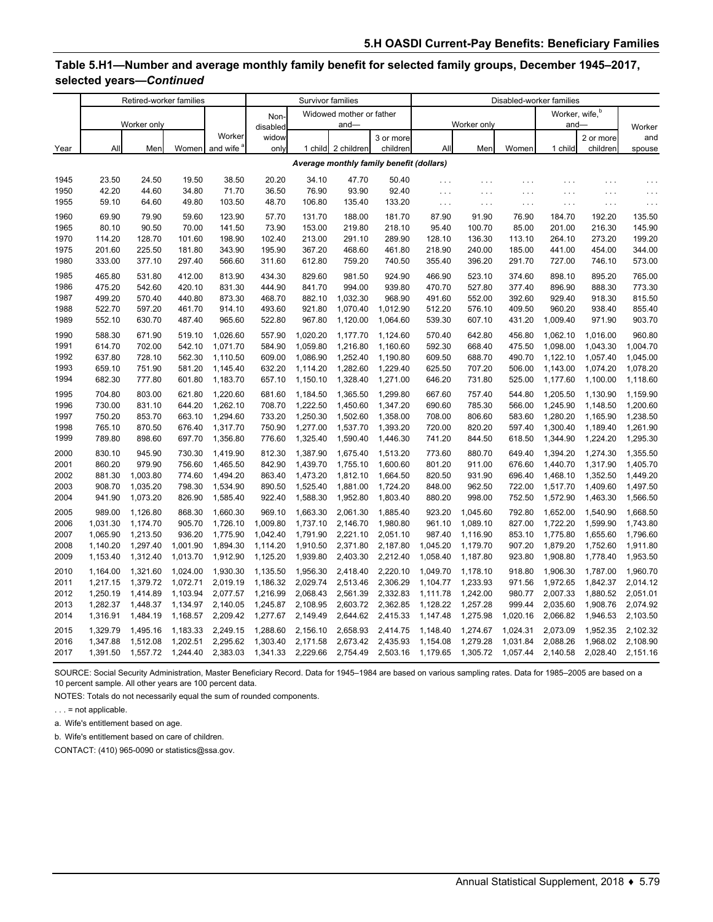## Table 5.H1—Number and average monthly family benefit for selected family groups, December 1945–2017, selected years—*Continued*

| Year | Retired-worker families | | | | Survivor families | | | | Disabled-worker families | | | | | |
|---|---|---|---|---|---|---|---|---|---|---|---|---|---|---|
| | All | Worker only | | Worker and wife [a] | Non-disabled widow only | Widowed mother or father and— | | | Worker only | | | Worker, wife,[b] and— | | Worker and spouse |
| | | Men | Women | | | 1 child | 2 children | 3 or more children | All | Men | Women | 1 child | 2 or more children | |
| | *Average monthly family benefit (dollars)* | | | | | | | | | | | | | |
| 1945 | 23.50 | 24.50 | 19.50 | 38.50 | 20.20 | 34.10 | 47.70 | 50.40 | . . . | . . . | . . . | . . . | . . . | . . . |
| 1950 | 42.20 | 44.60 | 34.80 | 71.70 | 36.50 | 76.90 | 93.90 | 92.40 | . . . | . . . | . . . | . . . | . . . | . . . |
| 1955 | 59.10 | 64.60 | 49.80 | 103.50 | 48.70 | 106.80 | 135.40 | 133.20 | . . . | . . . | . . . | . . . | . . . | . . . |
| 1960 | 69.90 | 79.90 | 59.60 | 123.90 | 57.70 | 131.70 | 188.00 | 181.70 | 87.90 | 91.90 | 76.90 | 184.70 | 192.20 | 135.50 |
| 1965 | 80.10 | 90.50 | 70.00 | 141.50 | 73.90 | 153.00 | 219.80 | 218.10 | 95.40 | 100.70 | 85.00 | 201.00 | 216.30 | 145.90 |
| 1970 | 114.20 | 128.70 | 101.60 | 198.90 | 102.40 | 213.00 | 291.10 | 289.90 | 128.10 | 136.30 | 113.10 | 264.10 | 273.20 | 199.20 |
| 1975 | 201.60 | 225.50 | 181.80 | 343.90 | 195.90 | 367.20 | 468.60 | 461.80 | 218.90 | 240.00 | 185.00 | 441.00 | 454.00 | 344.00 |
| 1980 | 333.00 | 377.10 | 297.40 | 566.60 | 311.60 | 612.80 | 759.20 | 740.50 | 355.40 | 396.20 | 291.70 | 727.00 | 746.10 | 573.00 |
| 1985 | 465.80 | 531.80 | 412.00 | 813.90 | 434.30 | 829.60 | 981.50 | 924.90 | 466.90 | 523.10 | 374.60 | 898.10 | 895.20 | 765.00 |
| 1986 | 475.20 | 542.60 | 420.10 | 831.30 | 444.90 | 841.70 | 994.00 | 939.80 | 470.70 | 527.80 | 377.40 | 896.90 | 888.30 | 773.30 |
| 1987 | 499.20 | 570.40 | 440.80 | 873.30 | 468.70 | 882.10 | 1,032.30 | 968.90 | 491.60 | 552.00 | 392.60 | 929.40 | 918.30 | 815.50 |
| 1988 | 522.70 | 597.20 | 461.70 | 914.10 | 493.60 | 921.80 | 1,070.40 | 1,012.90 | 512.20 | 576.10 | 409.50 | 960.20 | 938.40 | 855.40 |
| 1989 | 552.10 | 630.70 | 487.40 | 965.60 | 522.80 | 967.80 | 1,120.00 | 1,064.60 | 539.30 | 607.10 | 431.20 | 1,009.40 | 971.90 | 903.70 |
| 1990 | 588.30 | 671.90 | 519.10 | 1,026.60 | 557.90 | 1,020.20 | 1,177.70 | 1,124.60 | 570.40 | 642.80 | 456.80 | 1,062.10 | 1,016.00 | 960.80 |
| 1991 | 614.70 | 702.00 | 542.10 | 1,071.70 | 584.90 | 1,059.80 | 1,216.80 | 1,160.60 | 592.30 | 668.40 | 475.50 | 1,098.00 | 1,043.30 | 1,004.70 |
| 1992 | 637.80 | 728.10 | 562.30 | 1,110.50 | 609.00 | 1,086.90 | 1,252.40 | 1,190.80 | 609.50 | 688.70 | 490.70 | 1,122.10 | 1,057.40 | 1,045.00 |
| 1993 | 659.10 | 751.90 | 581.20 | 1,145.40 | 632.20 | 1,114.20 | 1,282.60 | 1,229.40 | 625.50 | 707.20 | 506.00 | 1,143.00 | 1,074.20 | 1,078.20 |
| 1994 | 682.30 | 777.80 | 601.80 | 1,183.70 | 657.10 | 1,150.10 | 1,328.40 | 1,271.00 | 646.20 | 731.80 | 525.00 | 1,177.60 | 1,100.00 | 1,118.60 |
| 1995 | 704.80 | 803.00 | 621.80 | 1,220.60 | 681.60 | 1,184.50 | 1,365.50 | 1,299.80 | 667.60 | 757.40 | 544.80 | 1,205.50 | 1,130.90 | 1,159.90 |
| 1996 | 730.00 | 831.10 | 644.20 | 1,262.10 | 708.70 | 1,222.50 | 1,450.60 | 1,347.20 | 690.60 | 785.30 | 566.00 | 1,245.90 | 1,148.50 | 1,200.60 |
| 1997 | 750.20 | 853.70 | 663.10 | 1,294.60 | 733.20 | 1,250.30 | 1,502.60 | 1,358.00 | 708.00 | 806.60 | 583.60 | 1,280.20 | 1,165.90 | 1,238.50 |
| 1998 | 765.10 | 870.50 | 676.40 | 1,317.70 | 750.90 | 1,277.00 | 1,537.70 | 1,393.20 | 720.00 | 820.20 | 597.40 | 1,300.40 | 1,189.40 | 1,261.90 |
| 1999 | 789.80 | 898.60 | 697.70 | 1,356.80 | 776.60 | 1,325.40 | 1,590.40 | 1,446.30 | 741.20 | 844.50 | 618.50 | 1,344.90 | 1,224.20 | 1,295.30 |
| 2000 | 830.10 | 945.90 | 730.30 | 1,419.90 | 812.30 | 1,387.90 | 1,675.40 | 1,513.20 | 773.60 | 880.70 | 649.40 | 1,394.20 | 1,274.30 | 1,355.50 |
| 2001 | 860.20 | 979.90 | 756.60 | 1,465.50 | 842.90 | 1,439.70 | 1,755.10 | 1,600.60 | 801.20 | 911.00 | 676.60 | 1,440.70 | 1,317.90 | 1,405.70 |
| 2002 | 881.30 | 1,003.80 | 774.60 | 1,494.20 | 863.40 | 1,473.20 | 1,812.10 | 1,664.50 | 820.50 | 931.90 | 696.40 | 1,468.10 | 1,352.50 | 1,449.20 |
| 2003 | 908.70 | 1,035.20 | 798.30 | 1,534.90 | 890.50 | 1,525.40 | 1,881.00 | 1,724.20 | 848.00 | 962.50 | 722.00 | 1,517.70 | 1,409.60 | 1,497.50 |
| 2004 | 941.90 | 1,073.20 | 826.90 | 1,585.40 | 922.40 | 1,588.30 | 1,952.80 | 1,803.40 | 880.20 | 998.00 | 752.50 | 1,572.90 | 1,463.30 | 1,566.50 |
| 2005 | 989.00 | 1,126.80 | 868.30 | 1,660.30 | 969.10 | 1,663.30 | 2,061.30 | 1,885.40 | 923.20 | 1,045.60 | 792.80 | 1,652.00 | 1,540.90 | 1,668.50 |
| 2006 | 1,031.30 | 1,174.70 | 905.70 | 1,726.10 | 1,009.80 | 1,737.10 | 2,146.70 | 1,980.80 | 961.10 | 1,089.10 | 827.00 | 1,722.20 | 1,599.90 | 1,743.80 |
| 2007 | 1,065.90 | 1,213.50 | 936.20 | 1,775.90 | 1,042.40 | 1,791.90 | 2,221.10 | 2,051.10 | 987.40 | 1,116.90 | 853.10 | 1,775.80 | 1,655.60 | 1,796.60 |
| 2008 | 1,140.20 | 1,297.40 | 1,001.90 | 1,894.30 | 1,114.20 | 1,910.50 | 2,371.80 | 2,187.80 | 1,045.20 | 1,179.70 | 907.20 | 1,879.20 | 1,752.60 | 1,911.80 |
| 2009 | 1,153.40 | 1,312.40 | 1,013.70 | 1,912.90 | 1,125.20 | 1,939.80 | 2,403.30 | 2,212.40 | 1,058.40 | 1,187.80 | 923.80 | 1,908.80 | 1,778.40 | 1,953.50 |
| 2010 | 1,164.00 | 1,321.60 | 1,024.00 | 1,930.30 | 1,135.50 | 1,956.30 | 2,418.40 | 2,220.10 | 1,049.70 | 1,178.10 | 918.80 | 1,906.30 | 1,787.00 | 1,960.70 |
| 2011 | 1,217.15 | 1,379.72 | 1,072.71 | 2,019.19 | 1,186.32 | 2,029.74 | 2,513.46 | 2,306.29 | 1,104.77 | 1,233.93 | 971.56 | 1,972.65 | 1,842.37 | 2,014.12 |
| 2012 | 1,250.19 | 1,414.89 | 1,103.94 | 2,077.57 | 1,216.99 | 2,068.43 | 2,561.39 | 2,332.83 | 1,111.78 | 1,242.00 | 980.77 | 2,007.33 | 1,880.52 | 2,051.01 |
| 2013 | 1,282.37 | 1,448.37 | 1,134.97 | 2,140.05 | 1,245.87 | 2,108.95 | 2,603.72 | 2,362.85 | 1,128.22 | 1,257.28 | 999.44 | 2,035.60 | 1,908.76 | 2,074.92 |
| 2014 | 1,316.91 | 1,484.19 | 1,168.57 | 2,209.42 | 1,277.67 | 2,149.49 | 2,644.62 | 2,415.33 | 1,147.48 | 1,275.98 | 1,020.16 | 2,066.82 | 1,946.53 | 2,103.50 |
| 2015 | 1,329.79 | 1,495.16 | 1,183.33 | 2,249.15 | 1,288.60 | 2,156.10 | 2,658.93 | 2,414.75 | 1,148.40 | 1,274.67 | 1,024.31 | 2,073.09 | 1,952.35 | 2,102.32 |
| 2016 | 1,347.88 | 1,512.08 | 1,202.51 | 2,295.62 | 1,303.40 | 2,171.58 | 2,673.42 | 2,435.93 | 1,154.08 | 1,279.28 | 1,031.84 | 2,088.26 | 1,968.02 | 2,108.90 |
| 2017 | 1,391.50 | 1,557.72 | 1,244.40 | 2,383.03 | 1,341.33 | 2,229.66 | 2,754.49 | 2,503.16 | 1,179.65 | 1,305.72 | 1,057.44 | 2,140.58 | 2,028.40 | 2,151.16 |

SOURCE: Social Security Administration, Master Beneficiary Record. Data for 1945–1984 are based on various sampling rates. Data for 1985–2005 are based on a 10 percent sample. All other years are 100 percent data.

NOTES: Totals do not necessarily equal the sum of rounded components.

. . . = not applicable.

a. Wife's entitlement based on age.

b. Wife's entitlement based on care of children.

CONTACT: (410) 965-0090 or statistics@ssa.gov.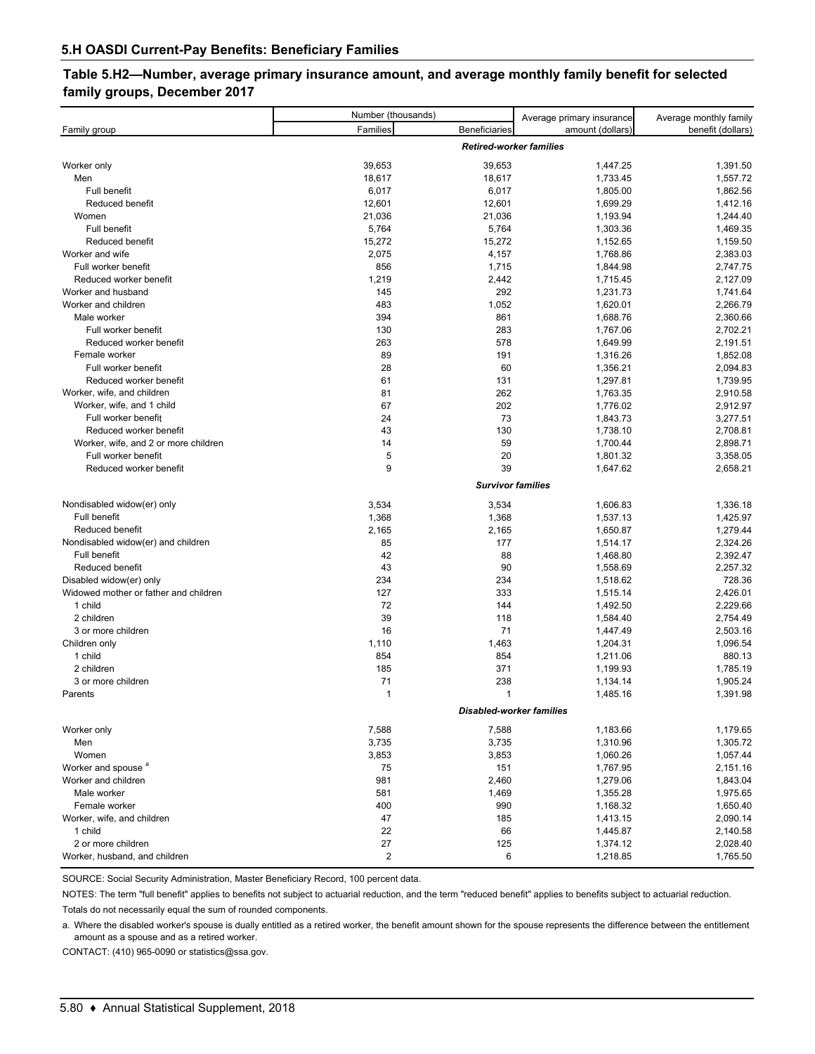## 5.H OASDI Current-Pay Benefits: Beneficiary Families

### Table 5.H2—Number, average primary insurance amount, and average monthly family benefit for selected family groups, December 2017

| Family group | Number (thousands) | | Average primary insurance amount (dollars) | Average monthly family benefit (dollars) |
|---|---|---|---|---|
| | Families | Beneficiaries | | |
| ***Retired-worker families*** | | | | |
| Worker only | 39,653 | 39,653 | 1,447.25 | 1,391.50 |
| Men | 18,617 | 18,617 | 1,733.45 | 1,557.72 |
| Full benefit | 6,017 | 6,017 | 1,805.00 | 1,862.56 |
| Reduced benefit | 12,601 | 12,601 | 1,699.29 | 1,412.16 |
| Women | 21,036 | 21,036 | 1,193.94 | 1,244.40 |
| Full benefit | 5,764 | 5,764 | 1,303.36 | 1,469.35 |
| Reduced benefit | 15,272 | 15,272 | 1,152.65 | 1,159.50 |
| Worker and wife | 2,075 | 4,157 | 1,768.86 | 2,383.03 |
| Full worker benefit | 856 | 1,715 | 1,844.98 | 2,747.75 |
| Reduced worker benefit | 1,219 | 2,442 | 1,715.45 | 2,127.09 |
| Worker and husband | 145 | 292 | 1,231.73 | 1,741.64 |
| Worker and children | 483 | 1,052 | 1,620.01 | 2,266.79 |
| Male worker | 394 | 861 | 1,688.76 | 2,360.66 |
| Full worker benefit | 130 | 283 | 1,767.06 | 2,702.21 |
| Reduced worker benefit | 263 | 578 | 1,649.99 | 2,191.51 |
| Female worker | 89 | 191 | 1,316.26 | 1,852.08 |
| Full worker benefit | 28 | 60 | 1,356.21 | 2,094.83 |
| Reduced worker benefit | 61 | 131 | 1,297.81 | 1,739.95 |
| Worker, wife, and children | 81 | 262 | 1,763.35 | 2,910.58 |
| Worker, wife, and 1 child | 67 | 202 | 1,776.02 | 2,912.97 |
| Full worker benefit | 24 | 73 | 1,843.73 | 3,277.51 |
| Reduced worker benefit | 43 | 130 | 1,738.10 | 2,708.81 |
| Worker, wife, and 2 or more children | 14 | 59 | 1,700.44 | 2,898.71 |
| Full worker benefit | 5 | 20 | 1,801.32 | 3,358.05 |
| Reduced worker benefit | 9 | 39 | 1,647.62 | 2,658.21 |
| ***Survivor families*** | | | | |
| Nondisabled widow(er) only | 3,534 | 3,534 | 1,606.83 | 1,336.18 |
| Full benefit | 1,368 | 1,368 | 1,537.13 | 1,425.97 |
| Reduced benefit | 2,165 | 2,165 | 1,650.87 | 1,279.44 |
| Nondisabled widow(er) and children | 85 | 177 | 1,514.17 | 2,324.26 |
| Full benefit | 42 | 88 | 1,468.80 | 2,392.47 |
| Reduced benefit | 43 | 90 | 1,558.69 | 2,257.32 |
| Disabled widow(er) only | 234 | 234 | 1,518.62 | 728.36 |
| Widowed mother or father and children | 127 | 333 | 1,515.14 | 2,426.01 |
| 1 child | 72 | 144 | 1,492.50 | 2,229.66 |
| 2 children | 39 | 118 | 1,584.40 | 2,754.49 |
| 3 or more children | 16 | 71 | 1,447.49 | 2,503.16 |
| Children only | 1,110 | 1,463 | 1,204.31 | 1,096.54 |
| 1 child | 854 | 854 | 1,211.06 | 880.13 |
| 2 children | 185 | 371 | 1,199.93 | 1,785.19 |
| 3 or more children | 71 | 238 | 1,134.14 | 1,905.24 |
| Parents | 1 | 1 | 1,485.16 | 1,391.98 |
| ***Disabled-worker families*** | | | | |
| Worker only | 7,588 | 7,588 | 1,183.66 | 1,179.65 |
| Men | 3,735 | 3,735 | 1,310.96 | 1,305.72 |
| Women | 3,853 | 3,853 | 1,060.26 | 1,057.44 |
| Worker and spouse [a] | 75 | 151 | 1,767.95 | 2,151.16 |
| Worker and children | 981 | 2,460 | 1,279.06 | 1,843.04 |
| Male worker | 581 | 1,469 | 1,355.28 | 1,975.65 |
| Female worker | 400 | 990 | 1,168.32 | 1,650.40 |
| Worker, wife, and children | 47 | 185 | 1,413.15 | 2,090.14 |
| 1 child | 22 | 66 | 1,445.87 | 2,140.58 |
| 2 or more children | 27 | 125 | 1,374.12 | 2,028.40 |
| Worker, husband, and children | 2 | 6 | 1,218.85 | 1,765.50 |

SOURCE: Social Security Administration, Master Beneficiary Record, 100 percent data.

NOTES: The term "full benefit" applies to benefits not subject to actuarial reduction, and the term "reduced benefit" applies to benefits subject to actuarial reduction.

Totals do not necessarily equal the sum of rounded components.

a. Where the disabled worker's spouse is dually entitled as a retired worker, the benefit amount shown for the spouse represents the difference between the entitlement amount as a spouse and as a retired worker.

CONTACT: (410) 965-0090 or statistics@ssa.gov.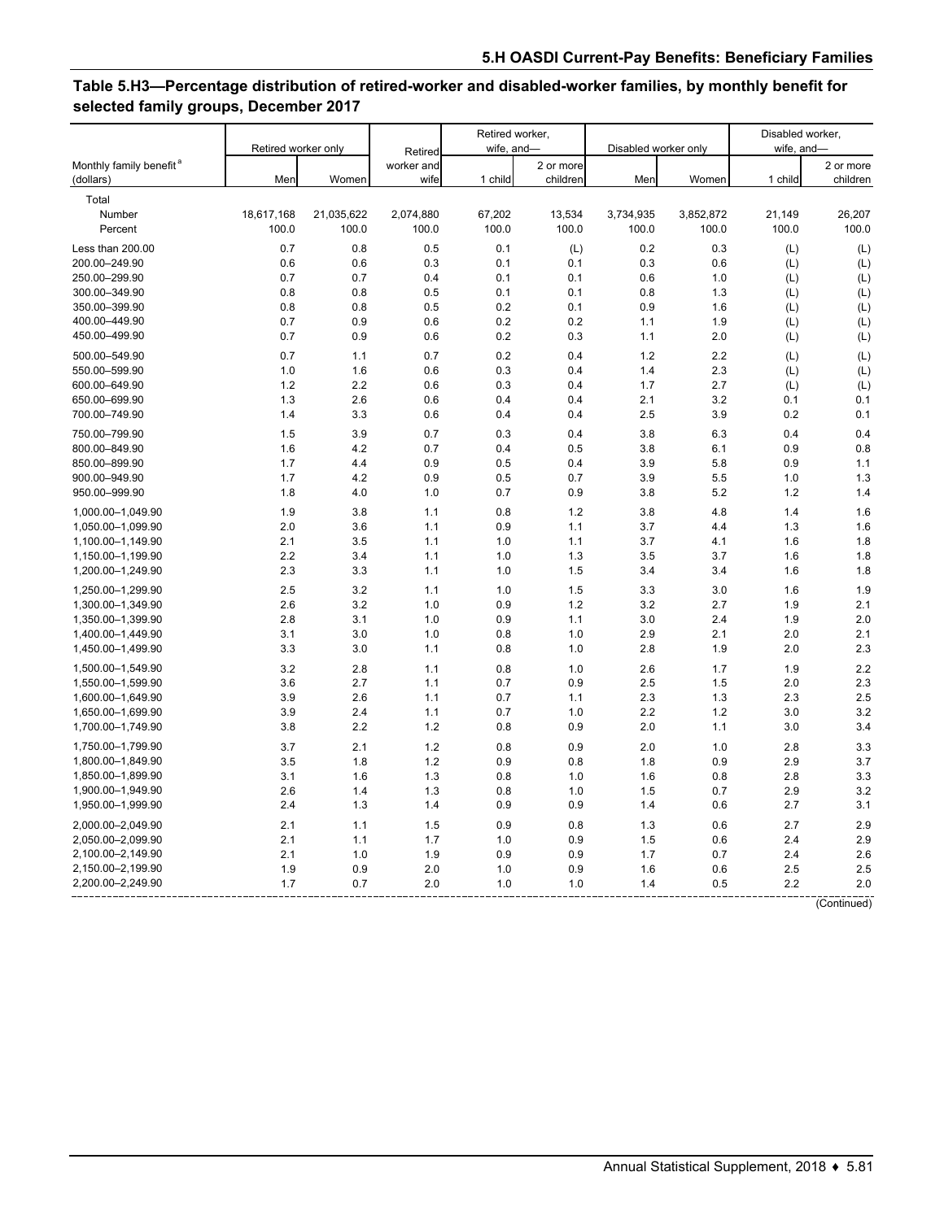## Table 5.H3—Percentage distribution of retired-worker and disabled-worker families, by monthly benefit for selected family groups, December 2017

| Monthly family benefit [a] (dollars) | Retired worker only | | Retired worker and wife | Retired worker, wife, and— | | Disabled worker only | | Disabled worker, wife, and— | |
|---|---|---|---|---|---|---|---|---|---|
| | Men | Women | | 1 child | 2 or more children | Men | Women | 1 child | 2 or more children |
| Total | | | | | | | | | |
| Number | 18,617,168 | 21,035,622 | 2,074,880 | 67,202 | 13,534 | 3,734,935 | 3,852,872 | 21,149 | 26,207 |
| Percent | 100.0 | 100.0 | 100.0 | 100.0 | 100.0 | 100.0 | 100.0 | 100.0 | 100.0 |
| Less than 200.00 | 0.7 | 0.8 | 0.5 | 0.1 | (L) | 0.2 | 0.3 | (L) | (L) |
| 200.00–249.90 | 0.6 | 0.6 | 0.3 | 0.1 | 0.1 | 0.3 | 0.6 | (L) | (L) |
| 250.00–299.90 | 0.7 | 0.7 | 0.4 | 0.1 | 0.1 | 0.6 | 1.0 | (L) | (L) |
| 300.00–349.90 | 0.8 | 0.8 | 0.5 | 0.1 | 0.1 | 0.8 | 1.3 | (L) | (L) |
| 350.00–399.90 | 0.8 | 0.8 | 0.5 | 0.2 | 0.1 | 0.9 | 1.6 | (L) | (L) |
| 400.00–449.90 | 0.7 | 0.9 | 0.6 | 0.2 | 0.2 | 1.1 | 1.9 | (L) | (L) |
| 450.00–499.90 | 0.7 | 0.9 | 0.6 | 0.2 | 0.3 | 1.1 | 2.0 | (L) | (L) |
| 500.00–549.90 | 0.7 | 1.1 | 0.7 | 0.2 | 0.4 | 1.2 | 2.2 | (L) | (L) |
| 550.00–599.90 | 1.0 | 1.6 | 0.6 | 0.3 | 0.4 | 1.4 | 2.3 | (L) | (L) |
| 600.00–649.90 | 1.2 | 2.2 | 0.6 | 0.3 | 0.4 | 1.7 | 2.7 | (L) | (L) |
| 650.00–699.90 | 1.3 | 2.6 | 0.6 | 0.4 | 0.4 | 2.1 | 3.2 | 0.1 | 0.1 |
| 700.00–749.90 | 1.4 | 3.3 | 0.6 | 0.4 | 0.4 | 2.5 | 3.9 | 0.2 | 0.1 |
| 750.00–799.90 | 1.5 | 3.9 | 0.7 | 0.3 | 0.4 | 3.8 | 6.3 | 0.4 | 0.4 |
| 800.00–849.90 | 1.6 | 4.2 | 0.7 | 0.4 | 0.5 | 3.8 | 6.1 | 0.9 | 0.8 |
| 850.00–899.90 | 1.7 | 4.4 | 0.9 | 0.5 | 0.4 | 3.9 | 5.8 | 0.9 | 1.1 |
| 900.00–949.90 | 1.7 | 4.2 | 0.9 | 0.5 | 0.7 | 3.9 | 5.5 | 1.0 | 1.3 |
| 950.00–999.90 | 1.8 | 4.0 | 1.0 | 0.7 | 0.9 | 3.8 | 5.2 | 1.2 | 1.4 |
| 1,000.00–1,049.90 | 1.9 | 3.8 | 1.1 | 0.8 | 1.2 | 3.8 | 4.8 | 1.4 | 1.6 |
| 1,050.00–1,099.90 | 2.0 | 3.6 | 1.1 | 0.9 | 1.1 | 3.7 | 4.4 | 1.3 | 1.6 |
| 1,100.00–1,149.90 | 2.1 | 3.5 | 1.1 | 1.0 | 1.1 | 3.7 | 4.1 | 1.6 | 1.8 |
| 1,150.00–1,199.90 | 2.2 | 3.4 | 1.1 | 1.0 | 1.3 | 3.5 | 3.7 | 1.6 | 1.8 |
| 1,200.00–1,249.90 | 2.3 | 3.3 | 1.1 | 1.0 | 1.5 | 3.4 | 3.4 | 1.6 | 1.8 |
| 1,250.00–1,299.90 | 2.5 | 3.2 | 1.1 | 1.0 | 1.5 | 3.3 | 3.0 | 1.6 | 1.9 |
| 1,300.00–1,349.90 | 2.6 | 3.2 | 1.0 | 0.9 | 1.2 | 3.2 | 2.7 | 1.9 | 2.1 |
| 1,350.00–1,399.90 | 2.8 | 3.1 | 1.0 | 0.9 | 1.1 | 3.0 | 2.4 | 1.9 | 2.0 |
| 1,400.00–1,449.90 | 3.1 | 3.0 | 1.0 | 0.8 | 1.0 | 2.9 | 2.1 | 2.0 | 2.1 |
| 1,450.00–1,499.90 | 3.3 | 3.0 | 1.1 | 0.8 | 1.0 | 2.8 | 1.9 | 2.0 | 2.3 |
| 1,500.00–1,549.90 | 3.2 | 2.8 | 1.1 | 0.8 | 1.0 | 2.6 | 1.7 | 1.9 | 2.2 |
| 1,550.00–1,599.90 | 3.6 | 2.7 | 1.1 | 0.7 | 0.9 | 2.5 | 1.5 | 2.0 | 2.3 |
| 1,600.00–1,649.90 | 3.9 | 2.6 | 1.1 | 0.7 | 1.1 | 2.3 | 1.3 | 2.3 | 2.5 |
| 1,650.00–1,699.90 | 3.9 | 2.4 | 1.1 | 0.7 | 1.0 | 2.2 | 1.2 | 3.0 | 3.2 |
| 1,700.00–1,749.90 | 3.8 | 2.2 | 1.2 | 0.8 | 0.9 | 2.0 | 1.1 | 3.0 | 3.4 |
| 1,750.00–1,799.90 | 3.7 | 2.1 | 1.2 | 0.8 | 0.9 | 2.0 | 1.0 | 2.8 | 3.3 |
| 1,800.00–1,849.90 | 3.5 | 1.8 | 1.2 | 0.9 | 0.8 | 1.8 | 0.9 | 2.9 | 3.7 |
| 1,850.00–1,899.90 | 3.1 | 1.6 | 1.3 | 0.8 | 1.0 | 1.6 | 0.8 | 2.8 | 3.3 |
| 1,900.00–1,949.90 | 2.6 | 1.4 | 1.3 | 0.8 | 1.0 | 1.5 | 0.7 | 2.9 | 3.2 |
| 1,950.00–1,999.90 | 2.4 | 1.3 | 1.4 | 0.9 | 0.9 | 1.4 | 0.6 | 2.7 | 3.1 |
| 2,000.00–2,049.90 | 2.1 | 1.1 | 1.5 | 0.9 | 0.8 | 1.3 | 0.6 | 2.7 | 2.9 |
| 2,050.00–2,099.90 | 2.1 | 1.1 | 1.7 | 1.0 | 0.9 | 1.5 | 0.6 | 2.4 | 2.9 |
| 2,100.00–2,149.90 | 2.1 | 1.0 | 1.9 | 0.9 | 0.9 | 1.7 | 0.7 | 2.4 | 2.6 |
| 2,150.00–2,199.90 | 1.9 | 0.9 | 2.0 | 1.0 | 0.9 | 1.6 | 0.6 | 2.5 | 2.5 |
| 2,200.00–2,249.90 | 1.7 | 0.7 | 2.0 | 1.0 | 1.0 | 1.4 | 0.5 | 2.2 | 2.0 |

(Continued)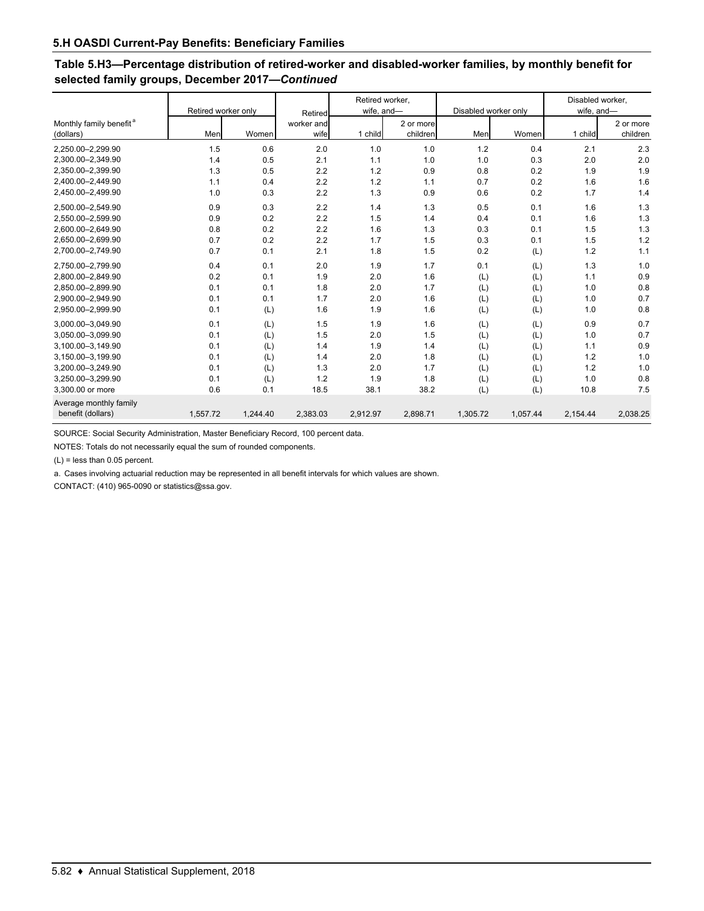## 5.H OASDI Current-Pay Benefits: Beneficiary Families

### Table 5.H3—Percentage distribution of retired-worker and disabled-worker families, by monthly benefit for selected family groups, December 2017—*Continued*

| Monthly family benefit [a] (dollars) | Retired worker only | | Retired worker and wife | Retired worker, wife, and— | | Disabled worker only | | Disabled worker, wife, and— | |
|---|---|---|---|---|---|---|---|---|---|
| | Men | Women | | 1 child | 2 or more children | Men | Women | 1 child | 2 or more children |
| 2,250.00–2,299.90 | 1.5 | 0.6 | 2.0 | 1.0 | 1.0 | 1.2 | 0.4 | 2.1 | 2.3 |
| 2,300.00–2,349.90 | 1.4 | 0.5 | 2.1 | 1.1 | 1.0 | 1.0 | 0.3 | 2.0 | 2.0 |
| 2,350.00–2,399.90 | 1.3 | 0.5 | 2.2 | 1.2 | 0.9 | 0.8 | 0.2 | 1.9 | 1.9 |
| 2,400.00–2,449.90 | 1.1 | 0.4 | 2.2 | 1.2 | 1.1 | 0.7 | 0.2 | 1.6 | 1.6 |
| 2,450.00–2,499.90 | 1.0 | 0.3 | 2.2 | 1.3 | 0.9 | 0.6 | 0.2 | 1.7 | 1.4 |
| 2,500.00–2,549.90 | 0.9 | 0.3 | 2.2 | 1.4 | 1.3 | 0.5 | 0.1 | 1.6 | 1.3 |
| 2,550.00–2,599.90 | 0.9 | 0.2 | 2.2 | 1.5 | 1.4 | 0.4 | 0.1 | 1.6 | 1.3 |
| 2,600.00–2,649.90 | 0.8 | 0.2 | 2.2 | 1.6 | 1.3 | 0.3 | 0.1 | 1.5 | 1.3 |
| 2,650.00–2,699.90 | 0.7 | 0.2 | 2.2 | 1.7 | 1.5 | 0.3 | 0.1 | 1.5 | 1.2 |
| 2,700.00–2,749.90 | 0.7 | 0.1 | 2.1 | 1.8 | 1.5 | 0.2 | (L) | 1.2 | 1.1 |
| 2,750.00–2,799.90 | 0.4 | 0.1 | 2.0 | 1.9 | 1.7 | 0.1 | (L) | 1.3 | 1.0 |
| 2,800.00–2,849.90 | 0.2 | 0.1 | 1.9 | 2.0 | 1.6 | (L) | (L) | 1.1 | 0.9 |
| 2,850.00–2,899.90 | 0.1 | 0.1 | 1.8 | 2.0 | 1.7 | (L) | (L) | 1.0 | 0.8 |
| 2,900.00–2,949.90 | 0.1 | 0.1 | 1.7 | 2.0 | 1.6 | (L) | (L) | 1.0 | 0.7 |
| 2,950.00–2,999.90 | 0.1 | (L) | 1.6 | 1.9 | 1.6 | (L) | (L) | 1.0 | 0.8 |
| 3,000.00–3,049.90 | 0.1 | (L) | 1.5 | 1.9 | 1.6 | (L) | (L) | 0.9 | 0.7 |
| 3,050.00–3,099.90 | 0.1 | (L) | 1.5 | 2.0 | 1.5 | (L) | (L) | 1.0 | 0.7 |
| 3,100.00–3,149.90 | 0.1 | (L) | 1.4 | 1.9 | 1.4 | (L) | (L) | 1.1 | 0.9 |
| 3,150.00–3,199.90 | 0.1 | (L) | 1.4 | 2.0 | 1.8 | (L) | (L) | 1.2 | 1.0 |
| 3,200.00–3,249.90 | 0.1 | (L) | 1.3 | 2.0 | 1.7 | (L) | (L) | 1.2 | 1.0 |
| 3,250.00–3,299.90 | 0.1 | (L) | 1.2 | 1.9 | 1.8 | (L) | (L) | 1.0 | 0.8 |
| 3,300.00 or more | 0.6 | 0.1 | 18.5 | 38.1 | 38.2 | (L) | (L) | 10.8 | 7.5 |
| Average monthly family benefit (dollars) | 1,557.72 | 1,244.40 | 2,383.03 | 2,912.97 | 2,898.71 | 1,305.72 | 1,057.44 | 2,154.44 | 2,038.25 |

SOURCE: Social Security Administration, Master Beneficiary Record, 100 percent data.

NOTES: Totals do not necessarily equal the sum of rounded components.

(L) = less than 0.05 percent.

a. Cases involving actuarial reduction may be represented in all benefit intervals for which values are shown.

CONTACT: (410) 965-0090 or statistics@ssa.gov.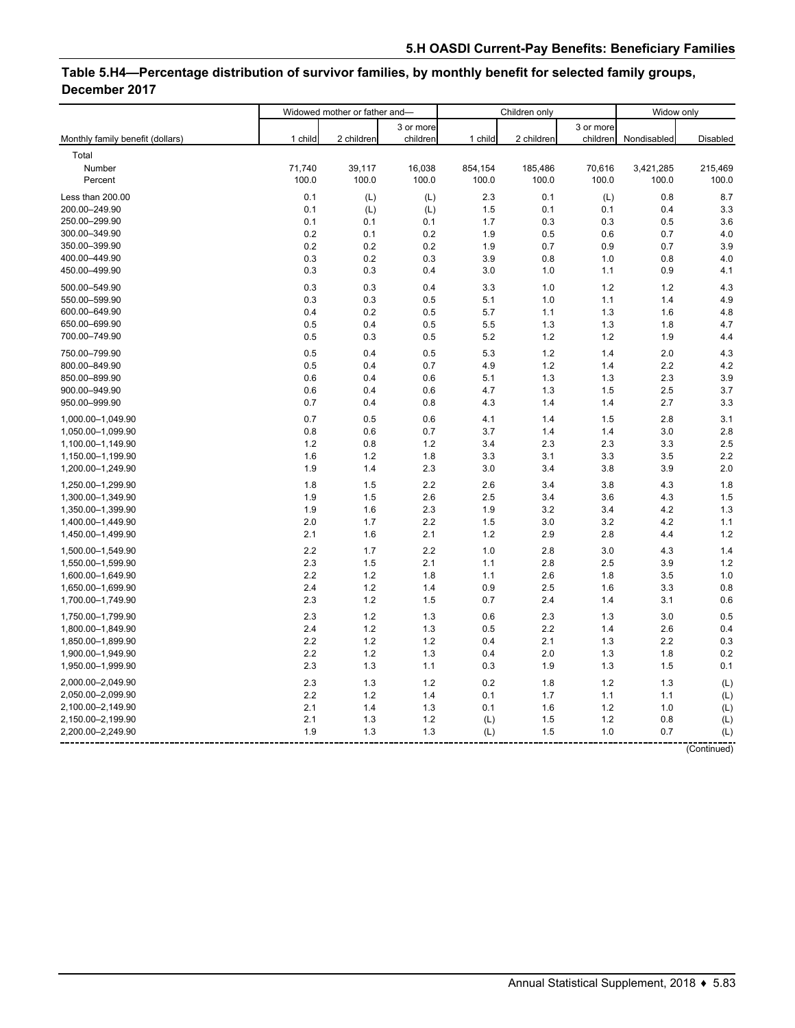## Table 5.H4—Percentage distribution of survivor families, by monthly benefit for selected family groups, December 2017

| Monthly family benefit (dollars) | Widowed mother or father and— | | | Children only | | | Widow only | |
|---|---|---|---|---|---|---|---|---|
| | 1 child | 2 children | 3 or more children | 1 child | 2 children | 3 or more children | Nondisabled | Disabled |
| Total | | | | | | | | |
| Number | 71,740 | 39,117 | 16,038 | 854,154 | 185,486 | 70,616 | 3,421,285 | 215,469 |
| Percent | 100.0 | 100.0 | 100.0 | 100.0 | 100.0 | 100.0 | 100.0 | 100.0 |
| Less than 200.00 | 0.1 | (L) | (L) | 2.3 | 0.1 | (L) | 0.8 | 8.7 |
| 200.00–249.90 | 0.1 | (L) | (L) | 1.5 | 0.1 | 0.1 | 0.4 | 3.3 |
| 250.00–299.90 | 0.1 | 0.1 | 0.1 | 1.7 | 0.3 | 0.3 | 0.5 | 3.6 |
| 300.00–349.90 | 0.2 | 0.1 | 0.2 | 1.9 | 0.5 | 0.6 | 0.7 | 4.0 |
| 350.00–399.90 | 0.2 | 0.2 | 0.2 | 1.9 | 0.7 | 0.9 | 0.7 | 3.9 |
| 400.00–449.90 | 0.3 | 0.2 | 0.3 | 3.9 | 0.8 | 1.0 | 0.8 | 4.0 |
| 450.00–499.90 | 0.3 | 0.3 | 0.4 | 3.0 | 1.0 | 1.1 | 0.9 | 4.1 |
| 500.00–549.90 | 0.3 | 0.3 | 0.4 | 3.3 | 1.0 | 1.2 | 1.2 | 4.3 |
| 550.00–599.90 | 0.3 | 0.3 | 0.5 | 5.1 | 1.0 | 1.1 | 1.4 | 4.9 |
| 600.00–649.90 | 0.4 | 0.2 | 0.5 | 5.7 | 1.1 | 1.3 | 1.6 | 4.8 |
| 650.00–699.90 | 0.5 | 0.4 | 0.5 | 5.5 | 1.3 | 1.3 | 1.8 | 4.7 |
| 700.00–749.90 | 0.5 | 0.3 | 0.5 | 5.2 | 1.2 | 1.2 | 1.9 | 4.4 |
| 750.00–799.90 | 0.5 | 0.4 | 0.5 | 5.3 | 1.2 | 1.4 | 2.0 | 4.3 |
| 800.00–849.90 | 0.5 | 0.4 | 0.7 | 4.9 | 1.2 | 1.4 | 2.2 | 4.2 |
| 850.00–899.90 | 0.6 | 0.4 | 0.6 | 5.1 | 1.3 | 1.3 | 2.3 | 3.9 |
| 900.00–949.90 | 0.6 | 0.4 | 0.6 | 4.7 | 1.3 | 1.5 | 2.5 | 3.7 |
| 950.00–999.90 | 0.7 | 0.4 | 0.8 | 4.3 | 1.4 | 1.4 | 2.7 | 3.3 |
| 1,000.00–1,049.90 | 0.7 | 0.5 | 0.6 | 4.1 | 1.4 | 1.5 | 2.8 | 3.1 |
| 1,050.00–1,099.90 | 0.8 | 0.6 | 0.7 | 3.7 | 1.4 | 1.4 | 3.0 | 2.8 |
| 1,100.00–1,149.90 | 1.2 | 0.8 | 1.2 | 3.4 | 2.3 | 2.3 | 3.3 | 2.5 |
| 1,150.00–1,199.90 | 1.6 | 1.2 | 1.8 | 3.3 | 3.1 | 3.3 | 3.5 | 2.2 |
| 1,200.00–1,249.90 | 1.9 | 1.4 | 2.3 | 3.0 | 3.4 | 3.8 | 3.9 | 2.0 |
| 1,250.00–1,299.90 | 1.8 | 1.5 | 2.2 | 2.6 | 3.4 | 3.8 | 4.3 | 1.8 |
| 1,300.00–1,349.90 | 1.9 | 1.5 | 2.6 | 2.5 | 3.4 | 3.6 | 4.3 | 1.5 |
| 1,350.00–1,399.90 | 1.9 | 1.6 | 2.3 | 1.9 | 3.2 | 3.4 | 4.2 | 1.3 |
| 1,400.00–1,449.90 | 2.0 | 1.7 | 2.2 | 1.5 | 3.0 | 3.2 | 4.2 | 1.1 |
| 1,450.00–1,499.90 | 2.1 | 1.6 | 2.1 | 1.2 | 2.9 | 2.8 | 4.4 | 1.2 |
| 1,500.00–1,549.90 | 2.2 | 1.7 | 2.2 | 1.0 | 2.8 | 3.0 | 4.3 | 1.4 |
| 1,550.00–1,599.90 | 2.3 | 1.5 | 2.1 | 1.1 | 2.8 | 2.5 | 3.9 | 1.2 |
| 1,600.00–1,649.90 | 2.2 | 1.2 | 1.8 | 1.1 | 2.6 | 1.8 | 3.5 | 1.0 |
| 1,650.00–1,699.90 | 2.4 | 1.2 | 1.4 | 0.9 | 2.5 | 1.6 | 3.3 | 0.8 |
| 1,700.00–1,749.90 | 2.3 | 1.2 | 1.5 | 0.7 | 2.4 | 1.4 | 3.1 | 0.6 |
| 1,750.00–1,799.90 | 2.3 | 1.2 | 1.3 | 0.6 | 2.3 | 1.3 | 3.0 | 0.5 |
| 1,800.00–1,849.90 | 2.4 | 1.2 | 1.3 | 0.5 | 2.2 | 1.4 | 2.6 | 0.4 |
| 1,850.00–1,899.90 | 2.2 | 1.2 | 1.2 | 0.4 | 2.1 | 1.3 | 2.2 | 0.3 |
| 1,900.00–1,949.90 | 2.2 | 1.2 | 1.3 | 0.4 | 2.0 | 1.3 | 1.8 | 0.2 |
| 1,950.00–1,999.90 | 2.3 | 1.3 | 1.1 | 0.3 | 1.9 | 1.3 | 1.5 | 0.1 |
| 2,000.00–2,049.90 | 2.3 | 1.3 | 1.2 | 0.2 | 1.8 | 1.2 | 1.3 | (L) |
| 2,050.00–2,099.90 | 2.2 | 1.2 | 1.4 | 0.1 | 1.7 | 1.1 | 1.1 | (L) |
| 2,100.00–2,149.90 | 2.1 | 1.4 | 1.3 | 0.1 | 1.6 | 1.2 | 1.0 | (L) |
| 2,150.00–2,199.90 | 2.1 | 1.3 | 1.2 | (L) | 1.5 | 1.2 | 0.8 | (L) |
| 2,200.00–2,249.90 | 1.9 | 1.3 | 1.3 | (L) | 1.5 | 1.0 | 0.7 | (L) |

(Continued)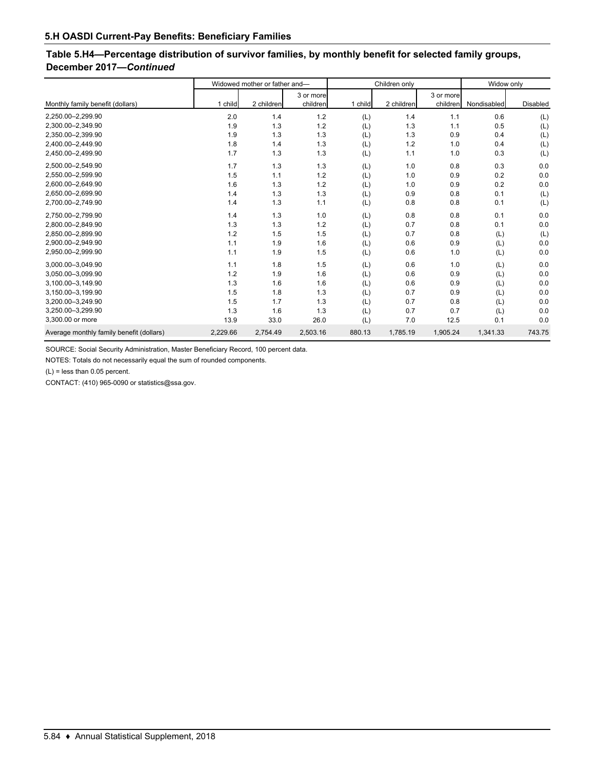## 5.H OASDI Current-Pay Benefits: Beneficiary Families

### Table 5.H4—Percentage distribution of survivor families, by monthly benefit for selected family groups, December 2017—*Continued*

| | Widowed mother or father and— | | | Children only | | | Widow only | |
|---|---|---|---|---|---|---|---|---|
| Monthly family benefit (dollars) | 1 child | 2 children | 3 or more children | 1 child | 2 children | 3 or more children | Nondisabled | Disabled |
| 2,250.00–2,299.90 | 2.0 | 1.4 | 1.2 | (L) | 1.4 | 1.1 | 0.6 | (L) |
| 2,300.00–2,349.90 | 1.9 | 1.3 | 1.2 | (L) | 1.3 | 1.1 | 0.5 | (L) |
| 2,350.00–2,399.90 | 1.9 | 1.3 | 1.3 | (L) | 1.3 | 0.9 | 0.4 | (L) |
| 2,400.00–2,449.90 | 1.8 | 1.4 | 1.3 | (L) | 1.2 | 1.0 | 0.4 | (L) |
| 2,450.00–2,499.90 | 1.7 | 1.3 | 1.3 | (L) | 1.1 | 1.0 | 0.3 | (L) |
| 2,500.00–2,549.90 | 1.7 | 1.3 | 1.3 | (L) | 1.0 | 0.8 | 0.3 | 0.0 |
| 2,550.00–2,599.90 | 1.5 | 1.1 | 1.2 | (L) | 1.0 | 0.9 | 0.2 | 0.0 |
| 2,600.00–2,649.90 | 1.6 | 1.3 | 1.2 | (L) | 1.0 | 0.9 | 0.2 | 0.0 |
| 2,650.00–2,699.90 | 1.4 | 1.3 | 1.3 | (L) | 0.9 | 0.8 | 0.1 | (L) |
| 2,700.00–2,749.90 | 1.4 | 1.3 | 1.1 | (L) | 0.8 | 0.8 | 0.1 | (L) |
| 2,750.00–2,799.90 | 1.4 | 1.3 | 1.0 | (L) | 0.8 | 0.8 | 0.1 | 0.0 |
| 2,800.00–2,849.90 | 1.3 | 1.3 | 1.2 | (L) | 0.7 | 0.8 | 0.1 | 0.0 |
| 2,850.00–2,899.90 | 1.2 | 1.5 | 1.5 | (L) | 0.7 | 0.8 | (L) | (L) |
| 2,900.00–2,949.90 | 1.1 | 1.9 | 1.6 | (L) | 0.6 | 0.9 | (L) | 0.0 |
| 2,950.00–2,999.90 | 1.1 | 1.9 | 1.5 | (L) | 0.6 | 1.0 | (L) | 0.0 |
| 3,000.00–3,049.90 | 1.1 | 1.8 | 1.5 | (L) | 0.6 | 1.0 | (L) | 0.0 |
| 3,050.00–3,099.90 | 1.2 | 1.9 | 1.6 | (L) | 0.6 | 0.9 | (L) | 0.0 |
| 3,100.00–3,149.90 | 1.3 | 1.6 | 1.6 | (L) | 0.6 | 0.9 | (L) | 0.0 |
| 3,150.00–3,199.90 | 1.5 | 1.8 | 1.3 | (L) | 0.7 | 0.9 | (L) | 0.0 |
| 3,200.00–3,249.90 | 1.5 | 1.7 | 1.3 | (L) | 0.7 | 0.8 | (L) | 0.0 |
| 3,250.00–3,299.90 | 1.3 | 1.6 | 1.3 | (L) | 0.7 | 0.7 | (L) | 0.0 |
| 3,300.00 or more | 13.9 | 33.0 | 26.0 | (L) | 7.0 | 12.5 | 0.1 | 0.0 |
| Average monthly family benefit (dollars) | 2,229.66 | 2,754.49 | 2,503.16 | 880.13 | 1,785.19 | 1,905.24 | 1,341.33 | 743.75 |

SOURCE: Social Security Administration, Master Beneficiary Record, 100 percent data.

NOTES: Totals do not necessarily equal the sum of rounded components.

(L) = less than 0.05 percent.

CONTACT: (410) 965-0090 or statistics@ssa.gov.